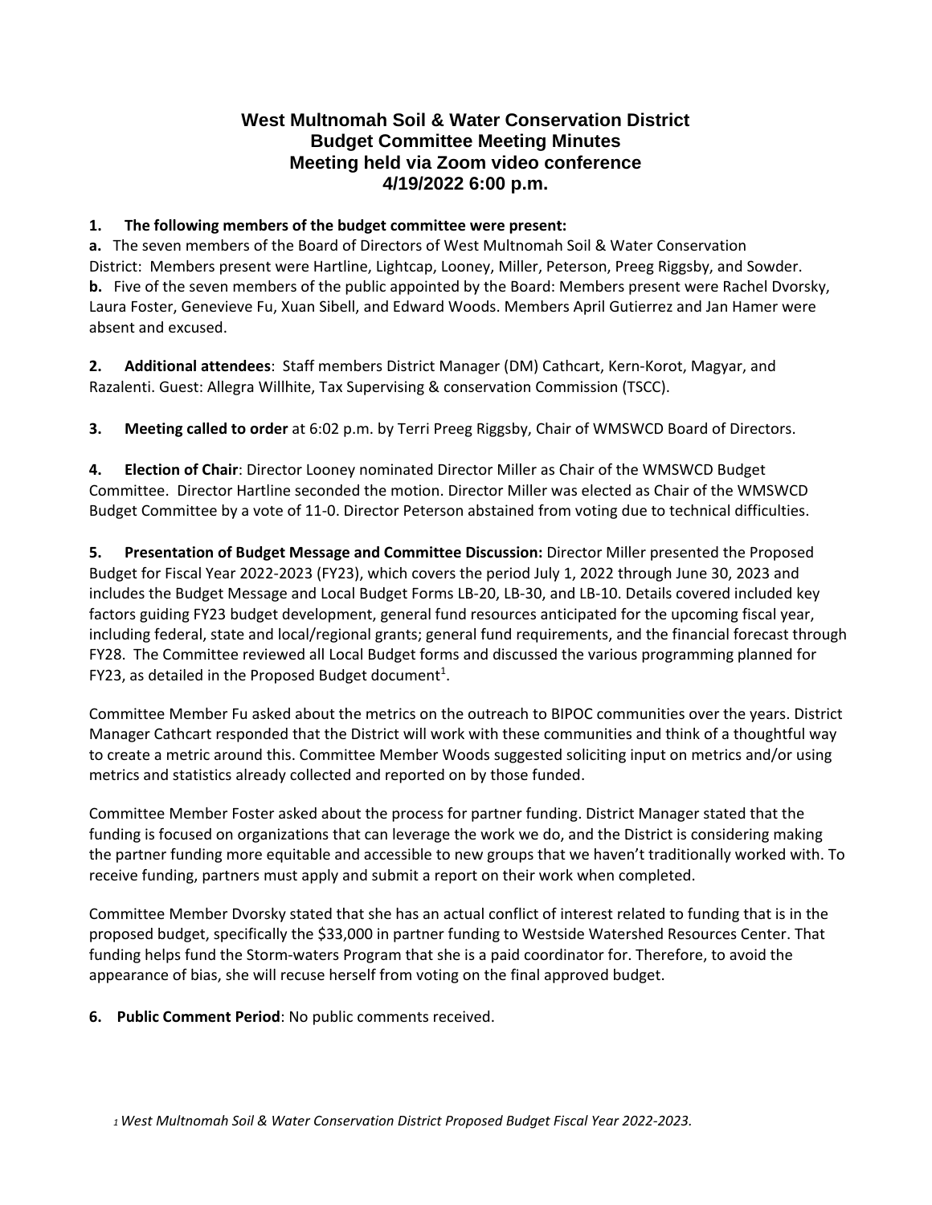# West Multnomah Soil & Water Conservation District
## Budget Committee Meeting Minutes
## Meeting held via Zoom video conference
## 4/19/2022 6:00 p.m.

**1. The following members of the budget committee were present:**

**a.** The seven members of the Board of Directors of West Multnomah Soil & Water Conservation District: Members present were Hartline, Lightcap, Looney, Miller, Peterson, Preeg Riggsby, and Sowder.

**b.** Five of the seven members of the public appointed by the Board: Members present were Rachel Dvorsky, Laura Foster, Genevieve Fu, Xuan Sibell, and Edward Woods. Members April Gutierrez and Jan Hamer were absent and excused.

**2. Additional attendees**: Staff members District Manager (DM) Cathcart, Kern-Korot, Magyar, and Razalenti. Guest: Allegra Willhite, Tax Supervising & conservation Commission (TSCC).

**3. Meeting called to order** at 6:02 p.m. by Terri Preeg Riggsby, Chair of WMSWCD Board of Directors.

**4. Election of Chair**: Director Looney nominated Director Miller as Chair of the WMSWCD Budget Committee. Director Hartline seconded the motion. Director Miller was elected as Chair of the WMSWCD Budget Committee by a vote of 11-0. Director Peterson abstained from voting due to technical difficulties.

**5. Presentation of Budget Message and Committee Discussion:** Director Miller presented the Proposed Budget for Fiscal Year 2022-2023 (FY23), which covers the period July 1, 2022 through June 30, 2023 and includes the Budget Message and Local Budget Forms LB-20, LB-30, and LB-10. Details covered included key factors guiding FY23 budget development, general fund resources anticipated for the upcoming fiscal year, including federal, state and local/regional grants; general fund requirements, and the financial forecast through FY28. The Committee reviewed all Local Budget forms and discussed the various programming planned for FY23, as detailed in the Proposed Budget document[1].

Committee Member Fu asked about the metrics on the outreach to BIPOC communities over the years. District Manager Cathcart responded that the District will work with these communities and think of a thoughtful way to create a metric around this. Committee Member Woods suggested soliciting input on metrics and/or using metrics and statistics already collected and reported on by those funded.

Committee Member Foster asked about the process for partner funding. District Manager stated that the funding is focused on organizations that can leverage the work we do, and the District is considering making the partner funding more equitable and accessible to new groups that we haven't traditionally worked with. To receive funding, partners must apply and submit a report on their work when completed.

Committee Member Dvorsky stated that she has an actual conflict of interest related to funding that is in the proposed budget, specifically the $33,000 in partner funding to Westside Watershed Resources Center. That funding helps fund the Storm-waters Program that she is a paid coordinator for. Therefore, to avoid the appearance of bias, she will recuse herself from voting on the final approved budget.

**6. Public Comment Period**: No public comments received.

[1] *West Multnomah Soil & Water Conservation District Proposed Budget Fiscal Year 2022-2023.*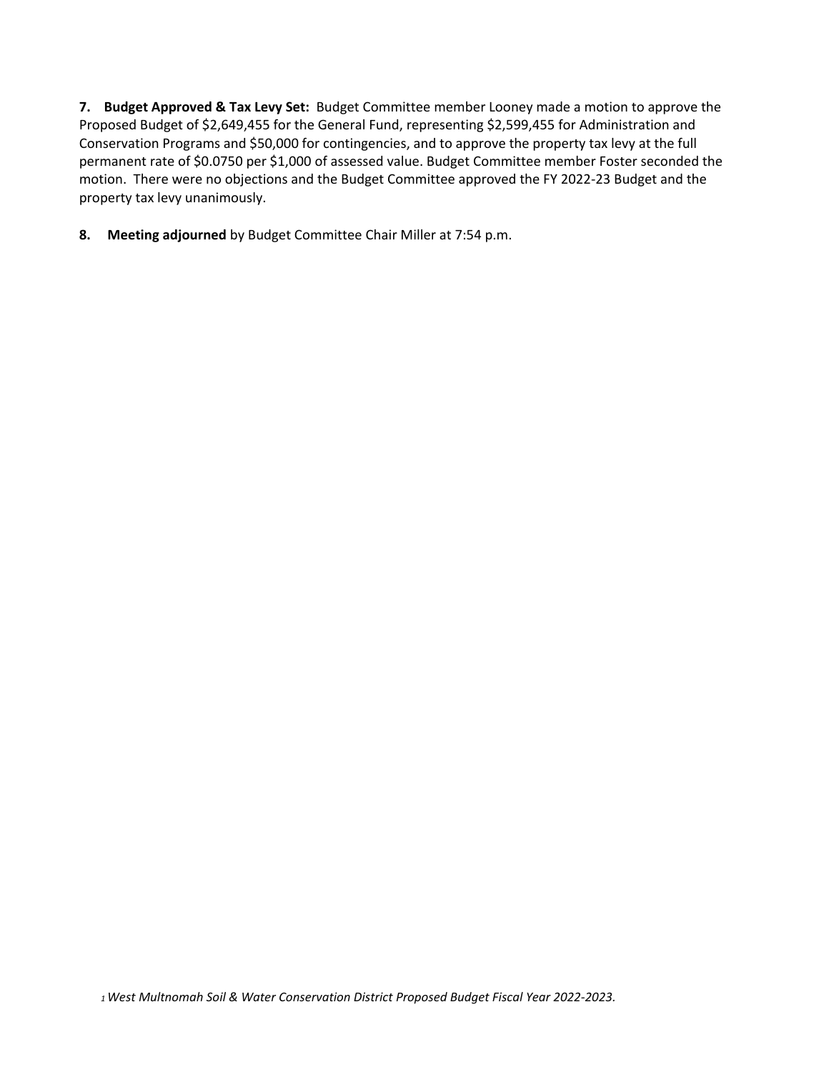**7. Budget Approved & Tax Levy Set:** Budget Committee member Looney made a motion to approve the Proposed Budget of $2,649,455 for the General Fund, representing $2,599,455 for Administration and Conservation Programs and $50,000 for contingencies, and to approve the property tax levy at the full permanent rate of $0.0750 per $1,000 of assessed value. Budget Committee member Foster seconded the motion. There were no objections and the Budget Committee approved the FY 2022-23 Budget and the property tax levy unanimously.

**8. Meeting adjourned** by Budget Committee Chair Miller at 7:54 p.m.

[1] *West Multnomah Soil & Water Conservation District Proposed Budget Fiscal Year 2022-2023.*